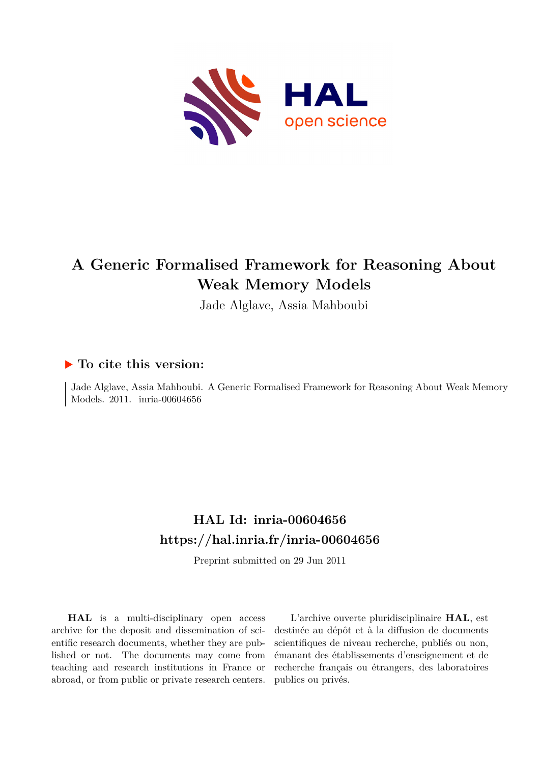# A Generic Formalised Framework for Reasoning About Weak Memory Models

Jade Alglave, Assia Mahboubi

## ▶ To cite this version:

Jade Alglave, Assia Mahboubi. A Generic Formalised Framework for Reasoning About Weak Memory Models. 2011. inria-00604656

## HAL Id: inria-00604656
## https://hal.inria.fr/inria-00604656

Preprint submitted on 29 Jun 2011

**HAL** is a multi-disciplinary open access archive for the deposit and dissemination of scientific research documents, whether they are published or not. The documents may come from teaching and research institutions in France or abroad, or from public or private research centers.

L'archive ouverte pluridisciplinaire **HAL**, est destinée au dépôt et à la diffusion de documents scientifiques de niveau recherche, publiés ou non, émanant des établissements d'enseignement et de recherche français ou étrangers, des laboratoires publics ou privés.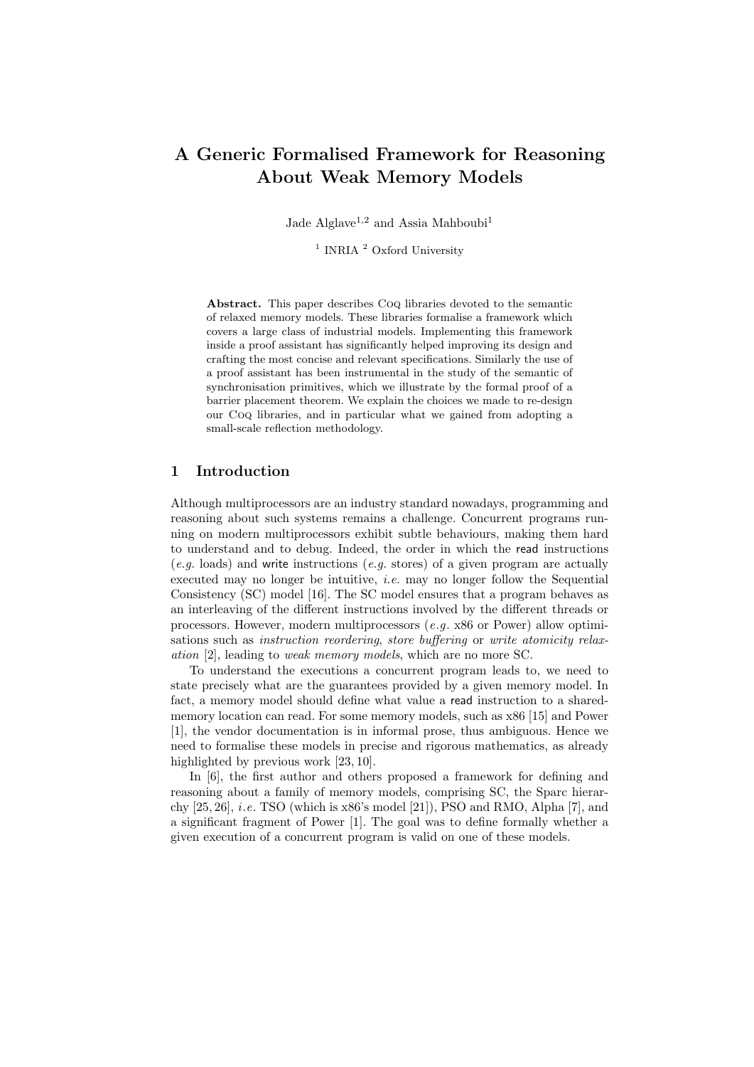# A Generic Formalised Framework for Reasoning About Weak Memory Models

Jade Alglave[1,2] and Assia Mahboubi[1]

[1] INRIA [2] Oxford University

**Abstract.** This paper describes Coq libraries devoted to the semantic of relaxed memory models. These libraries formalise a framework which covers a large class of industrial models. Implementing this framework inside a proof assistant has significantly helped improving its design and crafting the most concise and relevant specifications. Similarly the use of a proof assistant has been instrumental in the study of the semantic of synchronisation primitives, which we illustrate by the formal proof of a barrier placement theorem. We explain the choices we made to re-design our Coq libraries, and in particular what we gained from adopting a small-scale reflection methodology.

## 1 Introduction

Although multiprocessors are an industry standard nowadays, programming and reasoning about such systems remains a challenge. Concurrent programs running on modern multiprocessors exhibit subtle behaviours, making them hard to understand and to debug. Indeed, the order in which the read instructions (*e.g.* loads) and write instructions (*e.g.* stores) of a given program are actually executed may no longer be intuitive, *i.e.* may no longer follow the Sequential Consistency (SC) model [16]. The SC model ensures that a program behaves as an interleaving of the different instructions involved by the different threads or processors. However, modern multiprocessors (*e.g.* x86 or Power) allow optimisations such as *instruction reordering*, *store buffering* or *write atomicity relaxation* [2], leading to *weak memory models*, which are no more SC.

To understand the executions a concurrent program leads to, we need to state precisely what are the guarantees provided by a given memory model. In fact, a memory model should define what value a read instruction to a shared-memory location can read. For some memory models, such as x86 [15] and Power [1], the vendor documentation is in informal prose, thus ambiguous. Hence we need to formalise these models in precise and rigorous mathematics, as already highlighted by previous work [23, 10].

In [6], the first author and others proposed a framework for defining and reasoning about a family of memory models, comprising SC, the Sparc hierarchy [25, 26], *i.e.* TSO (which is x86's model [21]), PSO and RMO, Alpha [7], and a significant fragment of Power [1]. The goal was to define formally whether a given execution of a concurrent program is valid on one of these models.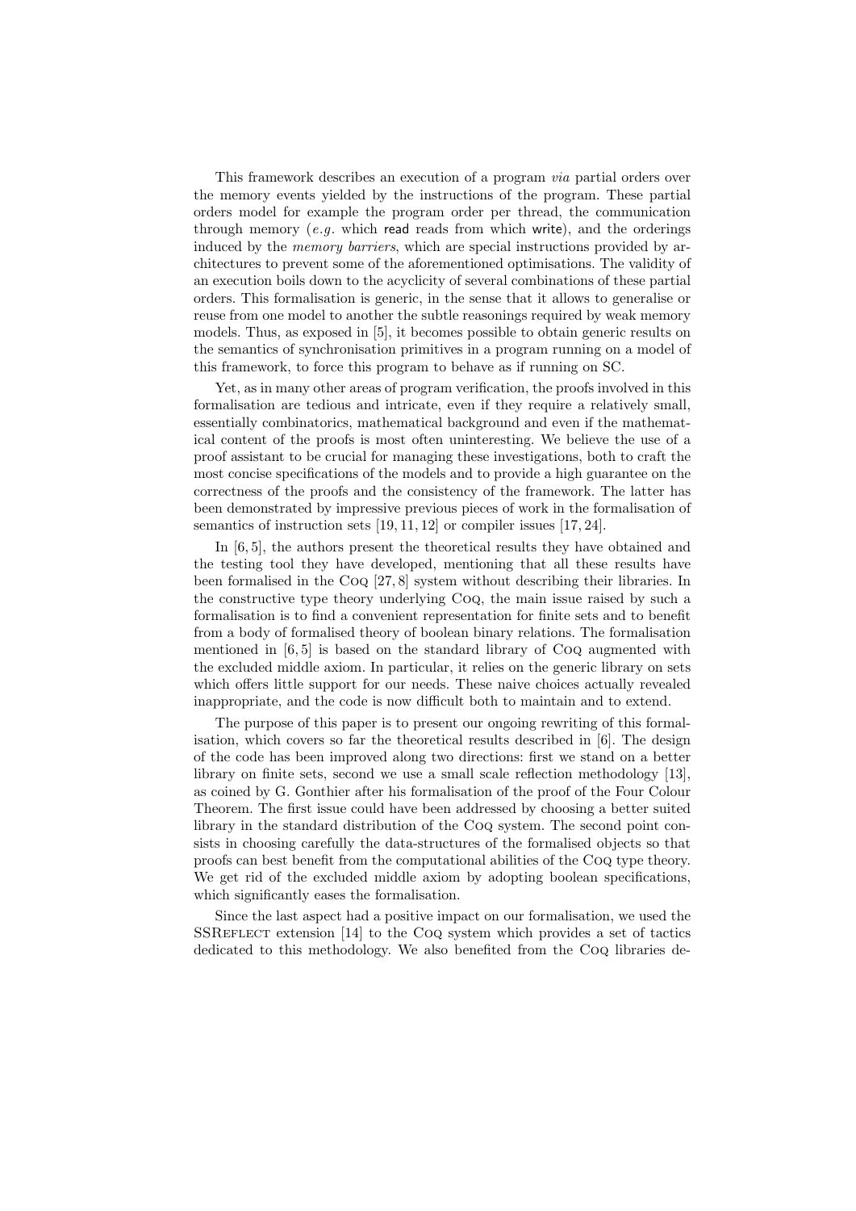This framework describes an execution of a program *via* partial orders over the memory events yielded by the instructions of the program. These partial orders model for example the program order per thread, the communication through memory (*e.g.* which read reads from which write), and the orderings induced by the *memory barriers*, which are special instructions provided by architectures to prevent some of the aforementioned optimisations. The validity of an execution boils down to the acyclicity of several combinations of these partial orders. This formalisation is generic, in the sense that it allows to generalise or reuse from one model to another the subtle reasonings required by weak memory models. Thus, as exposed in [5], it becomes possible to obtain generic results on the semantics of synchronisation primitives in a program running on a model of this framework, to force this program to behave as if running on SC.

Yet, as in many other areas of program verification, the proofs involved in this formalisation are tedious and intricate, even if they require a relatively small, essentially combinatorics, mathematical background and even if the mathematical content of the proofs is most often uninteresting. We believe the use of a proof assistant to be crucial for managing these investigations, both to craft the most concise specifications of the models and to provide a high guarantee on the correctness of the proofs and the consistency of the framework. The latter has been demonstrated by impressive previous pieces of work in the formalisation of semantics of instruction sets [19, 11, 12] or compiler issues [17, 24].

In [6, 5], the authors present the theoretical results they have obtained and the testing tool they have developed, mentioning that all these results have been formalised in the Coq [27, 8] system without describing their libraries. In the constructive type theory underlying Coq, the main issue raised by such a formalisation is to find a convenient representation for finite sets and to benefit from a body of formalised theory of boolean binary relations. The formalisation mentioned in [6, 5] is based on the standard library of Coq augmented with the excluded middle axiom. In particular, it relies on the generic library on sets which offers little support for our needs. These naive choices actually revealed inappropriate, and the code is now difficult both to maintain and to extend.

The purpose of this paper is to present our ongoing rewriting of this formalisation, which covers so far the theoretical results described in [6]. The design of the code has been improved along two directions: first we stand on a better library on finite sets, second we use a small scale reflection methodology [13], as coined by G. Gonthier after his formalisation of the proof of the Four Colour Theorem. The first issue could have been addressed by choosing a better suited library in the standard distribution of the Coq system. The second point consists in choosing carefully the data-structures of the formalised objects so that proofs can best benefit from the computational abilities of the Coq type theory. We get rid of the excluded middle axiom by adopting boolean specifications, which significantly eases the formalisation.

Since the last aspect had a positive impact on our formalisation, we used the SSReflect extension [14] to the Coq system which provides a set of tactics dedicated to this methodology. We also benefited from the Coq libraries de-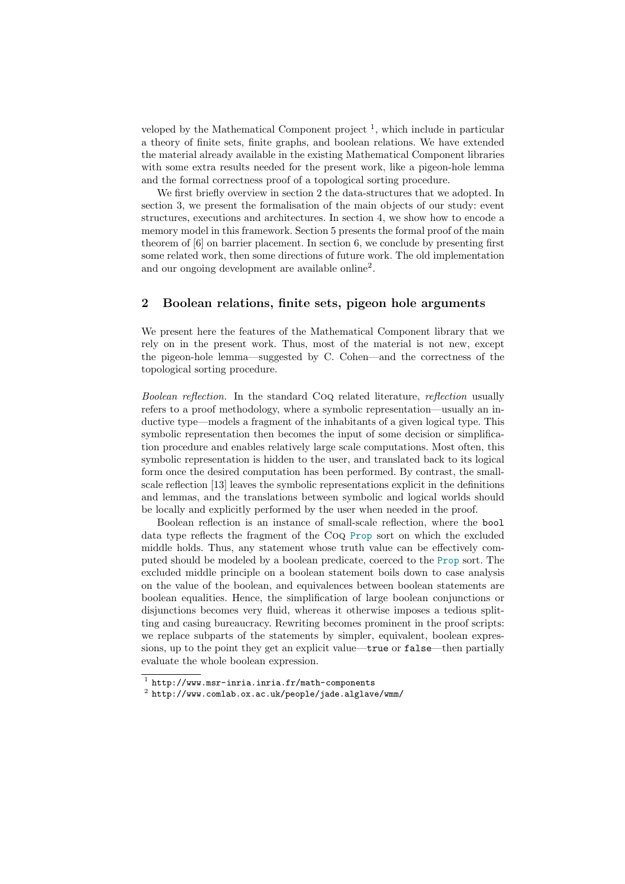veloped by the Mathematical Component project [1], which include in particular a theory of finite sets, finite graphs, and boolean relations. We have extended the material already available in the existing Mathematical Component libraries with some extra results needed for the present work, like a pigeon-hole lemma and the formal correctness proof of a topological sorting procedure.

We first briefly overview in section 2 the data-structures that we adopted. In section 3, we present the formalisation of the main objects of our study: event structures, executions and architectures. In section 4, we show how to encode a memory model in this framework. Section 5 presents the formal proof of the main theorem of [6] on barrier placement. In section 6, we conclude by presenting first some related work, then some directions of future work. The old implementation and our ongoing development are available online[2].

## 2 Boolean relations, finite sets, pigeon hole arguments

We present here the features of the Mathematical Component library that we rely on in the present work. Thus, most of the material is not new, except the pigeon-hole lemma—suggested by C. Cohen—and the correctness of the topological sorting procedure.

*Boolean reflection.* In the standard Coq related literature, *reflection* usually refers to a proof methodology, where a symbolic representation—usually an inductive type—models a fragment of the inhabitants of a given logical type. This symbolic representation then becomes the input of some decision or simplification procedure and enables relatively large scale computations. Most often, this symbolic representation is hidden to the user, and translated back to its logical form once the desired computation has been performed. By contrast, the small-scale reflection [13] leaves the symbolic representations explicit in the definitions and lemmas, and the translations between symbolic and logical worlds should be locally and explicitly performed by the user when needed in the proof.

Boolean reflection is an instance of small-scale reflection, where the `bool` data type reflects the fragment of the Coq `Prop` sort on which the excluded middle holds. Thus, any statement whose truth value can be effectively computed should be modeled by a boolean predicate, coerced to the `Prop` sort. The excluded middle principle on a boolean statement boils down to case analysis on the value of the boolean, and equivalences between boolean statements are boolean equalities. Hence, the simplification of large boolean conjunctions or disjunctions becomes very fluid, whereas it otherwise imposes a tedious splitting and casing bureaucracy. Rewriting becomes prominent in the proof scripts: we replace subparts of the statements by simpler, equivalent, boolean expressions, up to the point they get an explicit value—`true` or `false`—then partially evaluate the whole boolean expression.

[1] `http://www.msr-inria.inria.fr/math-components`

[2] `http://www.comlab.ox.ac.uk/people/jade.alglave/wmm/`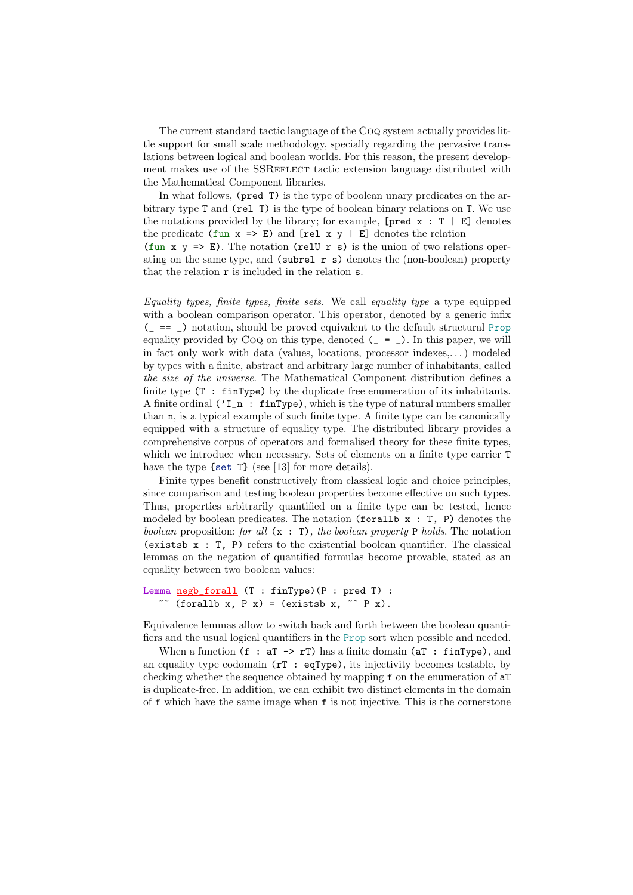The current standard tactic language of the Coq system actually provides little support for small scale methodology, specially regarding the pervasive translations between logical and boolean worlds. For this reason, the present development makes use of the SSReflect tactic extension language distributed with the Mathematical Component libraries.

In what follows, `(pred T)` is the type of boolean unary predicates on the arbitrary type `T` and `(rel T)` is the type of boolean binary relations on `T`. We use the notations provided by the library; for example, `[pred x : T | E]` denotes the predicate `(fun x => E)` and `[rel x y | E]` denotes the relation `(fun x y => E)`. The notation `(relU r s)` is the union of two relations operating on the same type, and `(subrel r s)` denotes the (non-boolean) property that the relation `r` is included in the relation `s`.

*Equality types, finite types, finite sets.* We call *equality type* a type equipped with a boolean comparison operator. This operator, denoted by a generic infix `(_ == _)` notation, should be proved equivalent to the default structural `Prop` equality provided by Coq on this type, denoted `(_ = _)`. In this paper, we will in fact only work with data (values, locations, processor indexes,. . . ) modeled by types with a finite, abstract and arbitrary large number of inhabitants, called *the size of the universe.* The Mathematical Component distribution defines a finite type `(T : finType)` by the duplicate free enumeration of its inhabitants. A finite ordinal `('I_n : finType)`, which is the type of natural numbers smaller than `n`, is a typical example of such finite type. A finite type can be canonically equipped with a structure of equality type. The distributed library provides a comprehensive corpus of operators and formalised theory for these finite types, which we introduce when necessary. Sets of elements on a finite type carrier `T` have the type `{set T}` (see [13] for more details).

Finite types benefit constructively from classical logic and choice principles, since comparison and testing boolean properties become effective on such types. Thus, properties arbitrarily quantified on a finite type can be tested, hence modeled by boolean predicates. The notation `(forallb x : T, P)` denotes the *boolean* proposition: *for all* `(x : T)`*, the boolean property* `P` *holds*. The notation `(existsb x : T, P)` refers to the existential boolean quantifier. The classical lemmas on the negation of quantified formulas become provable, stated as an equality between two boolean values:

```
Lemma negb_forall (T : finType)(P : pred T) :
  ~~ (forallb x, P x) = (existsb x, ~~ P x).
```

Equivalence lemmas allow to switch back and forth between the boolean quantifiers and the usual logical quantifiers in the `Prop` sort when possible and needed.

When a function `(f : aT -> rT)` has a finite domain `(aT : finType)`, and an equality type codomain `(rT : eqType)`, its injectivity becomes testable, by checking whether the sequence obtained by mapping `f` on the enumeration of `aT` is duplicate-free. In addition, we can exhibit two distinct elements in the domain of `f` which have the same image when `f` is not injective. This is the cornerstone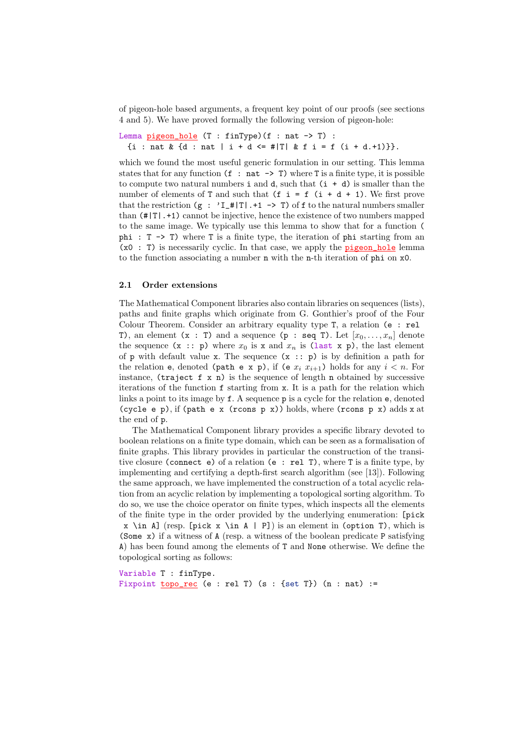of pigeon-hole based arguments, a frequent key point of our proofs (see sections 4 and 5). We have proved formally the following version of pigeon-hole:

```
Lemma pigeon_hole (T : finType)(f : nat -> T) :
  {i : nat & {d : nat | i + d <= #|T| & f i = f (i + d.+1)}}.
```

which we found the most useful generic formulation in our setting. This lemma states that for any function `(f : nat -> T)` where `T` is a finite type, it is possible to compute two natural numbers `i` and `d`, such that `(i + d)` is smaller than the number of elements of `T` and such that `(f i = f (i + d + 1)`. We first prove that the restriction `(g : 'I_#|T|.+1 -> T)` of `f` to the natural numbers smaller than `(#|T|.+1)` cannot be injective, hence the existence of two numbers mapped to the same image. We typically use this lemma to show that for a function `( phi : T -> T)` where `T` is a finite type, the iteration of `phi` starting from an `(x0 : T)` is necessarily cyclic. In that case, we apply the `pigeon_hole` lemma to the function associating a number `n` with the `n`-th iteration of `phi` on `x0`.

### 2.1 Order extensions

The Mathematical Component libraries also contain libraries on sequences (lists), paths and finite graphs which originate from G. Gonthier's proof of the Four Colour Theorem. Consider an arbitrary equality type `T`, a relation `(e : rel T)`, an element `(x : T)` and a sequence `(p : seq T)`. Let $[x_0, \ldots, x_n]$ denote the sequence `(x :: p)` where $x_0$ is `x` and $x_n$ is `(last x p)`, the last element of `p` with default value `x`. The sequence `(x :: p)` is by definition a path for the relation `e`, denoted `(path e x p)`, if `(e` $x_i$ $x_{i+1}$`)` holds for any $i < n$. For instance, `(traject f x n)` is the sequence of length `n` obtained by successive iterations of the function `f` starting from `x`. It is a path for the relation which links a point to its image by `f`. A sequence `p` is a cycle for the relation `e`, denoted `(cycle e p)`, if `(path e x (rcons p x))` holds, where `(rcons p x)` adds `x` at the end of `p`.

The Mathematical Component library provides a specific library devoted to boolean relations on a finite type domain, which can be seen as a formalisation of finite graphs. This library provides in particular the construction of the transitive closure `(connect e)` of a relation `(e : rel T)`, where `T` is a finite type, by implementing and certifying a depth-first search algorithm (see [13]). Following the same approach, we have implemented the construction of a total acyclic relation from an acyclic relation by implementing a topological sorting algorithm. To do so, we use the choice operator on finite types, which inspects all the elements of the finite type in the order provided by the underlying enumeration: `[pick x \in A]` (resp. `[pick x \in A | P]`) is an element in `(option T)`, which is `(Some x)` if a witness of `A` (resp. a witness of the boolean predicate `P` satisfying `A`) has been found among the elements of `T` and `None` otherwise. We define the topological sorting as follows:

```
Variable T : finType.
Fixpoint topo_rec (e : rel T) (s : {set T}) (n : nat) :=
```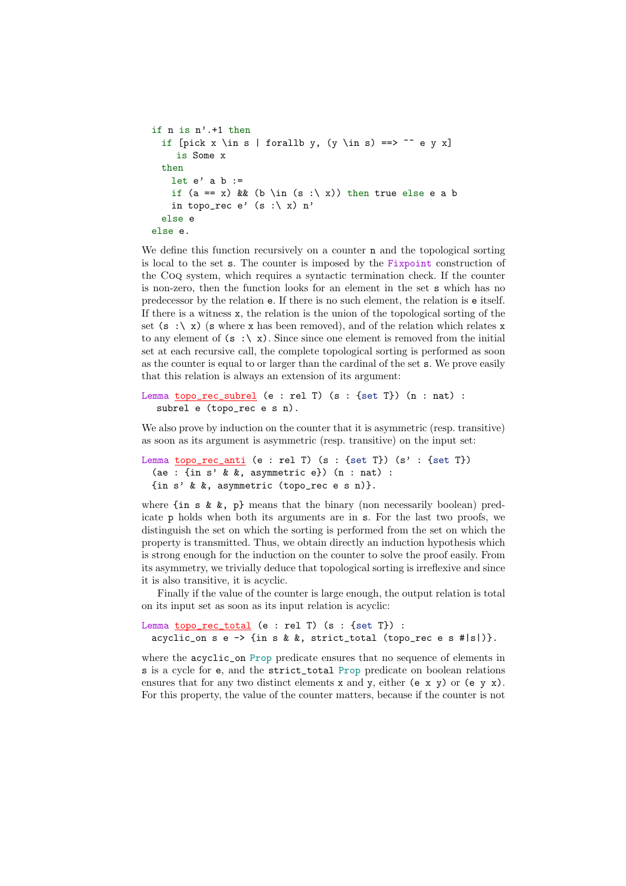```
if n is n'.+1 then
  if [pick x \in s | forallb y, (y \in s) ==> ~~ e y x]
     is Some x
  then
    let e' a b :=
    if (a == x) && (b \in (s :\ x)) then true else e a b
    in topo_rec e' (s :\ x) n'
  else e
else e.
```

We define this function recursively on a counter `n` and the topological sorting is local to the set `s`. The counter is imposed by the `Fixpoint` construction of the Coq system, which requires a syntactic termination check. If the counter is non-zero, then the function looks for an element in the set `s` which has no predecessor by the relation `e`. If there is no such element, the relation is `e` itself. If there is a witness `x`, the relation is the union of the topological sorting of the set `(s :\ x)` (`s` where `x` has been removed), and of the relation which relates `x` to any element of `(s :\ x)`. Since since one element is removed from the initial set at each recursive call, the complete topological sorting is performed as soon as the counter is equal to or larger than the cardinal of the set `s`. We prove easily that this relation is always an extension of its argument:

```
Lemma topo_rec_subrel (e : rel T) (s : {set T}) (n : nat) :
   subrel e (topo_rec e s n).
```

We also prove by induction on the counter that it is asymmetric (resp. transitive) as soon as its argument is asymmetric (resp. transitive) on the input set:

```
Lemma topo_rec_anti (e : rel T) (s : {set T}) (s' : {set T})
  (ae : {in s' & &, asymmetric e}) (n : nat) :
  {in s' & &, asymmetric (topo_rec e s n)}.
```

where `{in s & &, p}` means that the binary (non necessarily boolean) predicate `p` holds when both its arguments are in `s`. For the last two proofs, we distinguish the set on which the sorting is performed from the set on which the property is transmitted. Thus, we obtain directly an induction hypothesis which is strong enough for the induction on the counter to solve the proof easily. From its asymmetry, we trivially deduce that topological sorting is irreflexive and since it is also transitive, it is acyclic.

Finally if the value of the counter is large enough, the output relation is total on its input set as soon as its input relation is acyclic:

```
Lemma topo_rec_total (e : rel T) (s : {set T}) :
  acyclic_on s e -> {in s & &, strict_total (topo_rec e s #|s|)}.
```

where the `acyclic_on` `Prop` predicate ensures that no sequence of elements in `s` is a cycle for `e`, and the `strict_total` `Prop` predicate on boolean relations ensures that for any two distinct elements `x` and `y`, either `(e x y)` or `(e y x)`. For this property, the value of the counter matters, because if the counter is not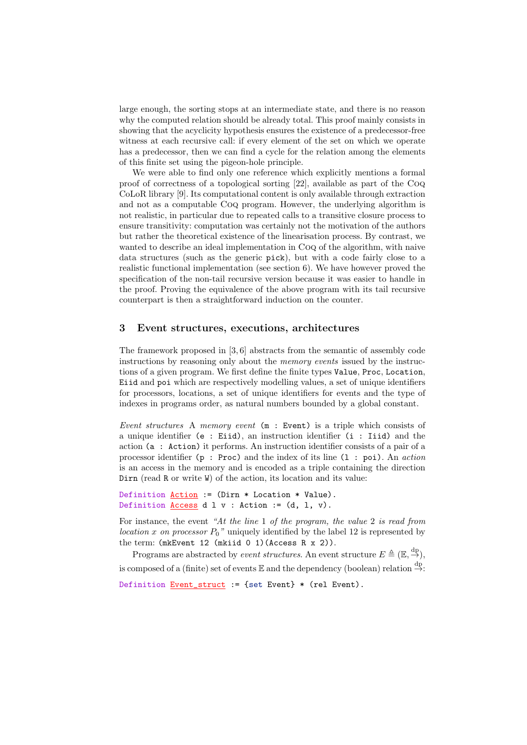large enough, the sorting stops at an intermediate state, and there is no reason why the computed relation should be already total. This proof mainly consists in showing that the acyclicity hypothesis ensures the existence of a predecessor-free witness at each recursive call: if every element of the set on which we operate has a predecessor, then we can find a cycle for the relation among the elements of this finite set using the pigeon-hole principle.

We were able to find only one reference which explicitly mentions a formal proof of correctness of a topological sorting [22], available as part of the Coq CoLoR library [9]. Its computational content is only available through extraction and not as a computable Coq program. However, the underlying algorithm is not realistic, in particular due to repeated calls to a transitive closure process to ensure transitivity: computation was certainly not the motivation of the authors but rather the theoretical existence of the linearisation process. By contrast, we wanted to describe an ideal implementation in Coq of the algorithm, with naive data structures (such as the generic `pick`), but with a code fairly close to a realistic functional implementation (see section 6). We have however proved the specification of the non-tail recursive version because it was easier to handle in the proof. Proving the equivalence of the above program with its tail recursive counterpart is then a straightforward induction on the counter.

## 3 Event structures, executions, architectures

The framework proposed in [3, 6] abstracts from the semantic of assembly code instructions by reasoning only about the *memory events* issued by the instructions of a given program. We first define the finite types `Value`, `Proc`, `Location`, `Eiid` and `poi` which are respectively modelling values, a set of unique identifiers for processors, locations, a set of unique identifiers for events and the type of indexes in programs order, as natural numbers bounded by a global constant.

*Event structures* A *memory event* `(m : Event)` is a triple which consists of a unique identifier `(e : Eiid)`, an instruction identifier `(i : Iiid)` and the action `(a : Action)` it performs. An instruction identifier consists of a pair of a processor identifier `(p : Proc)` and the index of its line `(l : poi)`. An *action* is an access in the memory and is encoded as a triple containing the direction `Dirn` (read `R` or write `W`) of the action, its location and its value:

```
Definition Action := (Dirn * Location * Value).
Definition Access d l v : Action := (d, l, v).
```

For instance, the event *"At the line* 1 *of the program, the value* 2 *is read from location* $x$ *on processor* $P_0$*"* uniquely identified by the label 12 is represented by the term: `(mkEvent 12 (mkiid 0 1)(Access R x 2))`.

Programs are abstracted by *event structures*. An event structure $E \triangleq (\mathbb{E}, \overset{\text{dp}}{\to})$, is composed of a (finite) set of events $\mathbb{E}$ and the dependency (boolean) relation $\overset{\text{dp}}{\to}$:

```
Definition Event_struct := {set Event} * (rel Event).
```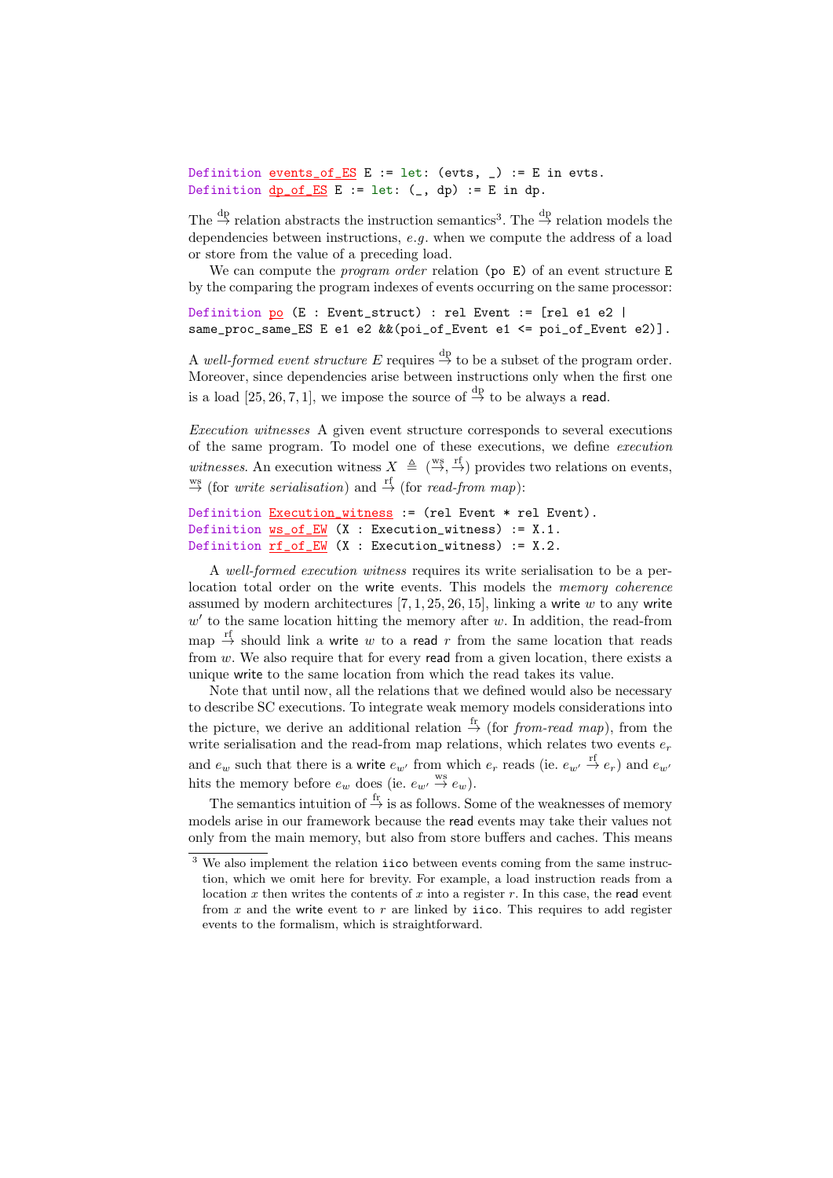```
Definition events_of_ES E := let: (evts, _) := E in evts.
Definition dp_of_ES E := let: (_, dp) := E in dp.
```

The $\stackrel{\text{dp}}{\to}$ relation abstracts the instruction semantics[3]. The $\stackrel{\text{dp}}{\to}$ relation models the dependencies between instructions, *e.g.* when we compute the address of a load or store from the value of a preceding load.

We can compute the *program order* relation (po E) of an event structure E by the comparing the program indexes of events occurring on the same processor:

```
Definition po (E : Event_struct) : rel Event := [rel e1 e2 |
same_proc_same_ES E e1 e2 &&(poi_of_Event e1 <= poi_of_Event e2)].
```

A *well-formed event structure* $E$ requires $\stackrel{\text{dp}}{\to}$ to be a subset of the program order. Moreover, since dependencies arise between instructions only when the first one is a load [25, 26, 7, 1], we impose the source of $\stackrel{\text{dp}}{\to}$ to be always a read.

*Execution witnesses* A given event structure corresponds to several executions of the same program. To model one of these executions, we define *execution witnesses*. An execution witness $X \triangleq (\stackrel{\text{ws}}{\to}, \stackrel{\text{rf}}{\to})$ provides two relations on events, $\stackrel{\text{ws}}{\to}$ (for *write serialisation*) and $\stackrel{\text{rf}}{\to}$ (for *read-from map*):

```
Definition Execution_witness := (rel Event * rel Event).
Definition ws_of_EW (X : Execution_witness) := X.1.
Definition rf_of_EW (X : Execution_witness) := X.2.
```

A *well-formed execution witness* requires its write serialisation to be a per-location total order on the write events. This models the *memory coherence* assumed by modern architectures [7, 1, 25, 26, 15], linking a write $w$ to any write $w'$ to the same location hitting the memory after $w$. In addition, the read-from map $\stackrel{\text{rf}}{\to}$ should link a write $w$ to a read $r$ from the same location that reads from $w$. We also require that for every read from a given location, there exists a unique write to the same location from which the read takes its value.

Note that until now, all the relations that we defined would also be necessary to describe SC executions. To integrate weak memory models considerations into the picture, we derive an additional relation $\stackrel{\text{fr}}{\to}$ (for *from-read map*), from the write serialisation and the read-from map relations, which relates two events $e_r$ and $e_w$ such that there is a write $e_{w'}$ from which $e_r$ reads (ie. $e_{w'} \stackrel{\text{rf}}{\to} e_r$) and $e_{w'}$ hits the memory before $e_w$ does (ie. $e_{w'} \stackrel{\text{ws}}{\to} e_w$).

The semantics intuition of $\stackrel{\text{fr}}{\to}$ is as follows. Some of the weaknesses of memory models arise in our framework because the read events may take their values not only from the main memory, but also from store buffers and caches. This means

[3] We also implement the relation iico between events coming from the same instruction, which we omit here for brevity. For example, a load instruction reads from a location $x$ then writes the contents of $x$ into a register $r$. In this case, the read event from $x$ and the write event to $r$ are linked by iico. This requires to add register events to the formalism, which is straightforward.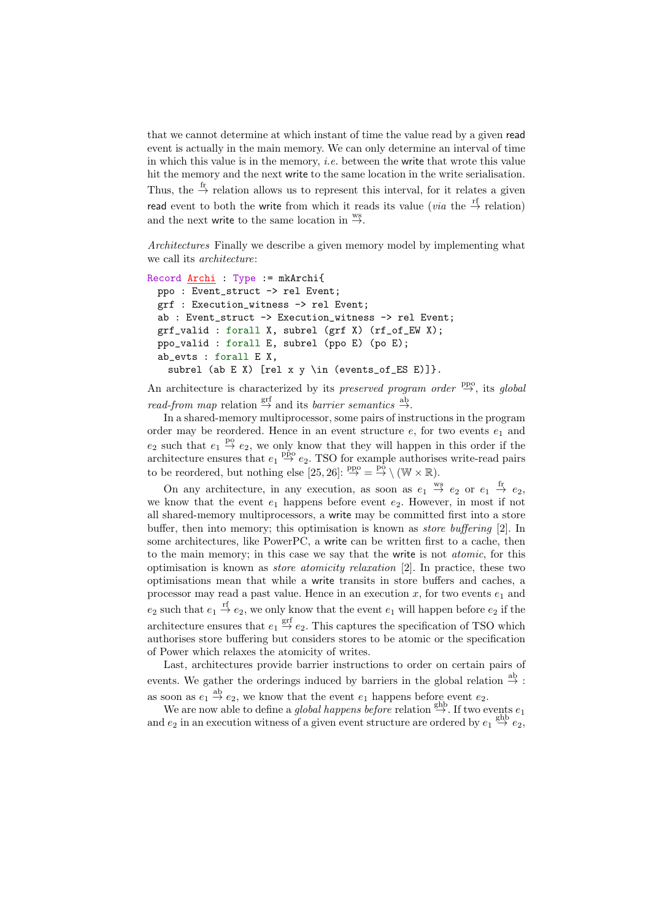that we cannot determine at which instant of time the value read by a given read event is actually in the main memory. We can only determine an interval of time in which this value is in the memory, *i.e.* between the write that wrote this value hit the memory and the next write to the same location in the write serialisation. Thus, the $\xrightarrow{\text{fr}}$ relation allows us to represent this interval, for it relates a given read event to both the write from which it reads its value (*via* the $\xrightarrow{\text{rf}}$ relation) and the next write to the same location in $\xrightarrow{\text{ws}}$.

*Architectures* Finally we describe a given memory model by implementing what we call its *architecture*:

```
Record Archi : Type := mkArchi{
  ppo : Event_struct -> rel Event;
  grf : Execution_witness -> rel Event;
  ab : Event_struct -> Execution_witness -> rel Event;
  grf_valid : forall X, subrel (grf X) (rf_of_EW X);
  ppo_valid : forall E, subrel (ppo E) (po E);
  ab_evts : forall E X,
    subrel (ab E X) [rel x y \in (events_of_ES E)]}.
```

An architecture is characterized by its *preserved program order* $\xrightarrow{\text{ppo}}$, its *global read-from map* relation $\xrightarrow{\text{grf}}$ and its *barrier semantics* $\xrightarrow{\text{ab}}$.

In a shared-memory multiprocessor, some pairs of instructions in the program order may be reordered. Hence in an event structure $e$, for two events $e_1$ and $e_2$ such that $e_1 \xrightarrow{\text{po}} e_2$, we only know that they will happen in this order if the architecture ensures that $e_1 \xrightarrow{\text{ppo}} e_2$. TSO for example authorises write-read pairs to be reordered, but nothing else [25, 26]: $\xrightarrow{\text{ppo}} = \xrightarrow{\text{po}} \setminus (\mathbb{W} \times \mathbb{R})$.

On any architecture, in any execution, as soon as $e_1 \xrightarrow{\text{ws}} e_2$ or $e_1 \xrightarrow{\text{fr}} e_2$, we know that the event $e_1$ happens before event $e_2$. However, in most if not all shared-memory multiprocessors, a write may be committed first into a store buffer, then into memory; this optimisation is known as *store buffering* [2]. In some architectures, like PowerPC, a write can be written first to a cache, then to the main memory; in this case we say that the write is not *atomic*, for this optimisation is known as *store atomicity relaxation* [2]. In practice, these two optimisations mean that while a write transits in store buffers and caches, a processor may read a past value. Hence in an execution $x$, for two events $e_1$ and $e_2$ such that $e_1 \xrightarrow{\text{rf}} e_2$, we only know that the event $e_1$ will happen before $e_2$ if the architecture ensures that $e_1 \xrightarrow{\text{grf}} e_2$. This captures the specification of TSO which authorises store buffering but considers stores to be atomic or the specification of Power which relaxes the atomicity of writes.

Last, architectures provide barrier instructions to order on certain pairs of events. We gather the orderings induced by barriers in the global relation $\xrightarrow{\text{ab}}$: as soon as $e_1 \xrightarrow{\text{ab}} e_2$, we know that the event $e_1$ happens before event $e_2$.

We are now able to define a *global happens before* relation $\xrightarrow{\text{ghb}}$. If two events $e_1$ and $e_2$ in an execution witness of a given event structure are ordered by $e_1 \xrightarrow{\text{ghb}} e_2$,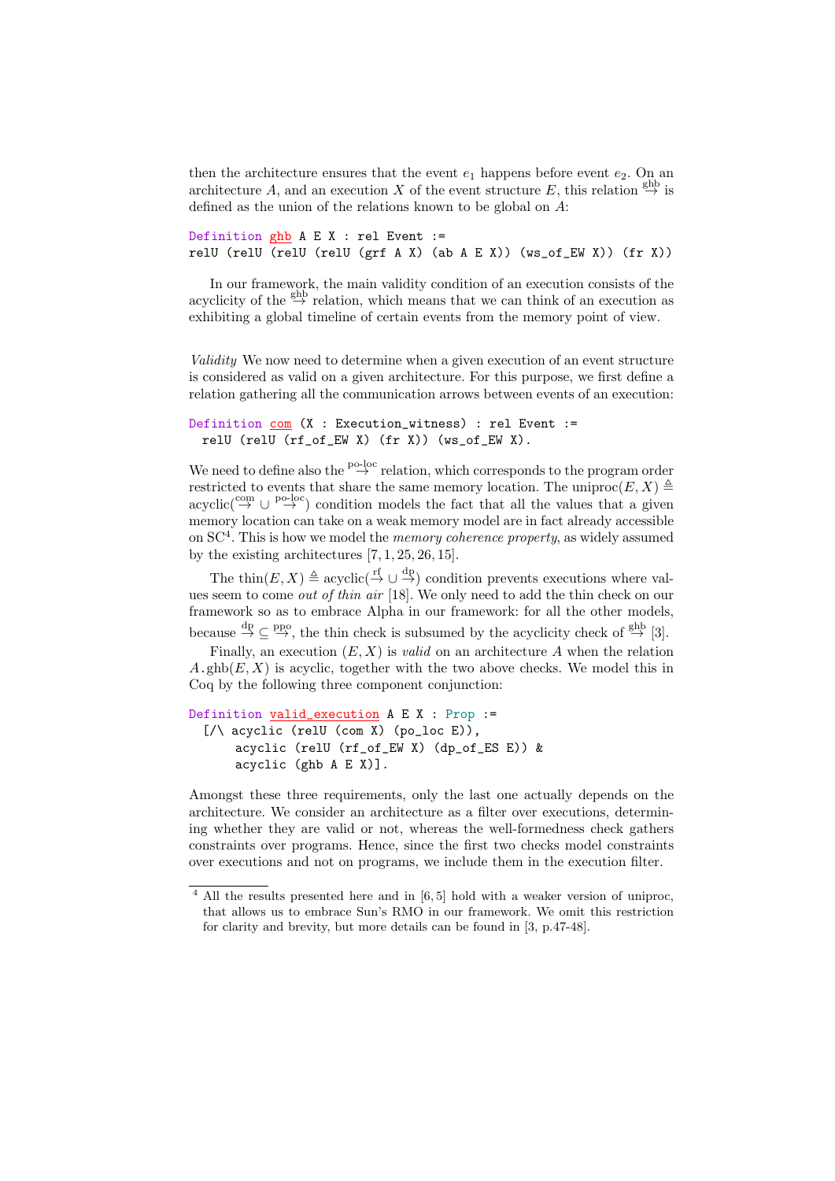then the architecture ensures that the event $e_1$ happens before event $e_2$. On an architecture $A$, and an execution $X$ of the event structure $E$, this relation $\overset{\text{ghb}}{\to}$ is defined as the union of the relations known to be global on $A$:

```
Definition ghb A E X : rel Event :=
relU (relU (relU (relU (grf A X) (ab A E X)) (ws_of_EW X)) (fr X))
```

In our framework, the main validity condition of an execution consists of the acyclicity of the $\overset{\text{ghb}}{\to}$ relation, which means that we can think of an execution as exhibiting a global timeline of certain events from the memory point of view.

*Validity* We now need to determine when a given execution of an event structure is considered as valid on a given architecture. For this purpose, we first define a relation gathering all the communication arrows between events of an execution:

```
Definition com (X : Execution_witness) : rel Event :=
  relU (relU (rf_of_EW X) (fr X)) (ws_of_EW X).
```

We need to define also the $\overset{\text{po-loc}}{\to}$ relation, which corresponds to the program order restricted to events that share the same memory location. The $\text{uniproc}(E, X) \triangleq \text{acyclic}(\overset{\text{com}}{\to} \cup \overset{\text{po-loc}}{\to})$ condition models the fact that all the values that a given memory location can take on a weak memory model are in fact already accessible on SC[4]. This is how we model the *memory coherence property*, as widely assumed by the existing architectures [7, 1, 25, 26, 15].

The $\text{thin}(E, X) \triangleq \text{acyclic}(\overset{\text{rf}}{\to} \cup \overset{\text{dp}}{\to})$ condition prevents executions where values seem to come *out of thin air* [18]. We only need to add the thin check on our framework so as to embrace Alpha in our framework: for all the other models, because $\overset{\text{dp}}{\to} \subseteq \overset{\text{ppo}}{\to}$, the thin check is subsumed by the acyclicity check of $\overset{\text{ghb}}{\to}$ [3].

Finally, an execution $(E, X)$ is *valid* on an architecture $A$ when the relation $A.\text{ghb}(E, X)$ is acyclic, together with the two above checks. We model this in Coq by the following three component conjunction:

```
Definition valid_execution A E X : Prop :=
  [/\ acyclic (relU (com X) (po_loc E)),
      acyclic (relU (rf_of_EW X) (dp_of_ES E)) &
      acyclic (ghb A E X)].
```

Amongst these three requirements, only the last one actually depends on the architecture. We consider an architecture as a filter over executions, determining whether they are valid or not, whereas the well-formedness check gathers constraints over programs. Hence, since the first two checks model constraints over executions and not on programs, we include them in the execution filter.

[4] All the results presented here and in [6, 5] hold with a weaker version of uniproc, that allows us to embrace Sun's RMO in our framework. We omit this restriction for clarity and brevity, but more details can be found in [3, p.47-48].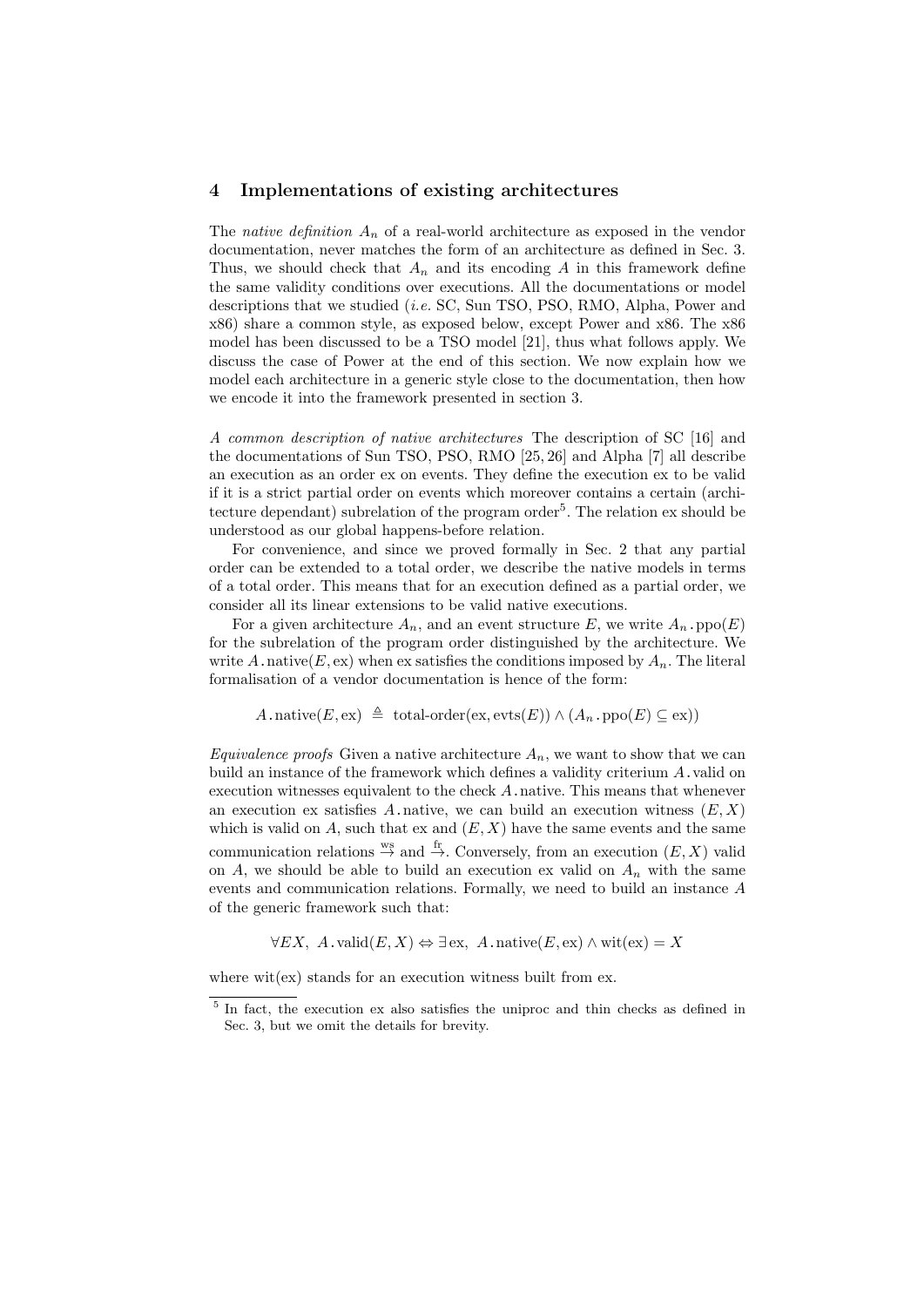## 4 Implementations of existing architectures

The *native definition* $A_n$ of a real-world architecture as exposed in the vendor documentation, never matches the form of an architecture as defined in Sec. 3. Thus, we should check that $A_n$ and its encoding $A$ in this framework define the same validity conditions over executions. All the documentations or model descriptions that we studied (*i.e.* SC, Sun TSO, PSO, RMO, Alpha, Power and x86) share a common style, as exposed below, except Power and x86. The x86 model has been discussed to be a TSO model [21], thus what follows apply. We discuss the case of Power at the end of this section. We now explain how we model each architecture in a generic style close to the documentation, then how we encode it into the framework presented in section 3.

*A common description of native architectures* The description of SC [16] and the documentations of Sun TSO, PSO, RMO [25, 26] and Alpha [7] all describe an execution as an order ex on events. They define the execution ex to be valid if it is a strict partial order on events which moreover contains a certain (architecture dependant) subrelation of the program order[5]. The relation ex should be understood as our global happens-before relation.

For convenience, and since we proved formally in Sec. 2 that any partial order can be extended to a total order, we describe the native models in terms of a total order. This means that for an execution defined as a partial order, we consider all its linear extensions to be valid native executions.

For a given architecture $A_n$, and an event structure $E$, we write $A_n\,.\,\mathrm{ppo}(E)$ for the subrelation of the program order distinguished by the architecture. We write $A\,.\,\mathrm{native}(E, \mathrm{ex})$ when ex satisfies the conditions imposed by $A_n$. The literal formalisation of a vendor documentation is hence of the form:

$$A\,.\,\mathrm{native}(E, \mathrm{ex}) \;\triangleq\; \text{total-order}(\mathrm{ex}, \mathrm{evts}(E)) \wedge (A_n\,.\,\mathrm{ppo}(E) \subseteq \mathrm{ex}))$$

*Equivalence proofs* Given a native architecture $A_n$, we want to show that we can build an instance of the framework which defines a validity criterium $A\,.\,\mathrm{valid}$ on execution witnesses equivalent to the check $A\,.\,\mathrm{native}$. This means that whenever an execution ex satisfies $A\,.\,\mathrm{native}$, we can build an execution witness $(E, X)$ which is valid on $A$, such that ex and $(E, X)$ have the same events and the same communication relations $\stackrel{\mathrm{ws}}{\to}$ and $\stackrel{\mathrm{fr}}{\to}$. Conversely, from an execution $(E, X)$ valid on $A$, we should be able to build an execution ex valid on $A_n$ with the same events and communication relations. Formally, we need to build an instance $A$ of the generic framework such that:

$$\forall EX,\; A\,.\,\mathrm{valid}(E, X) \Leftrightarrow \exists \mathrm{ex},\; A\,.\,\mathrm{native}(E, \mathrm{ex}) \wedge \mathrm{wit}(\mathrm{ex}) = X$$

where wit(ex) stands for an execution witness built from ex.

[5] In fact, the execution ex also satisfies the uniproc and thin checks as defined in Sec. 3, but we omit the details for brevity.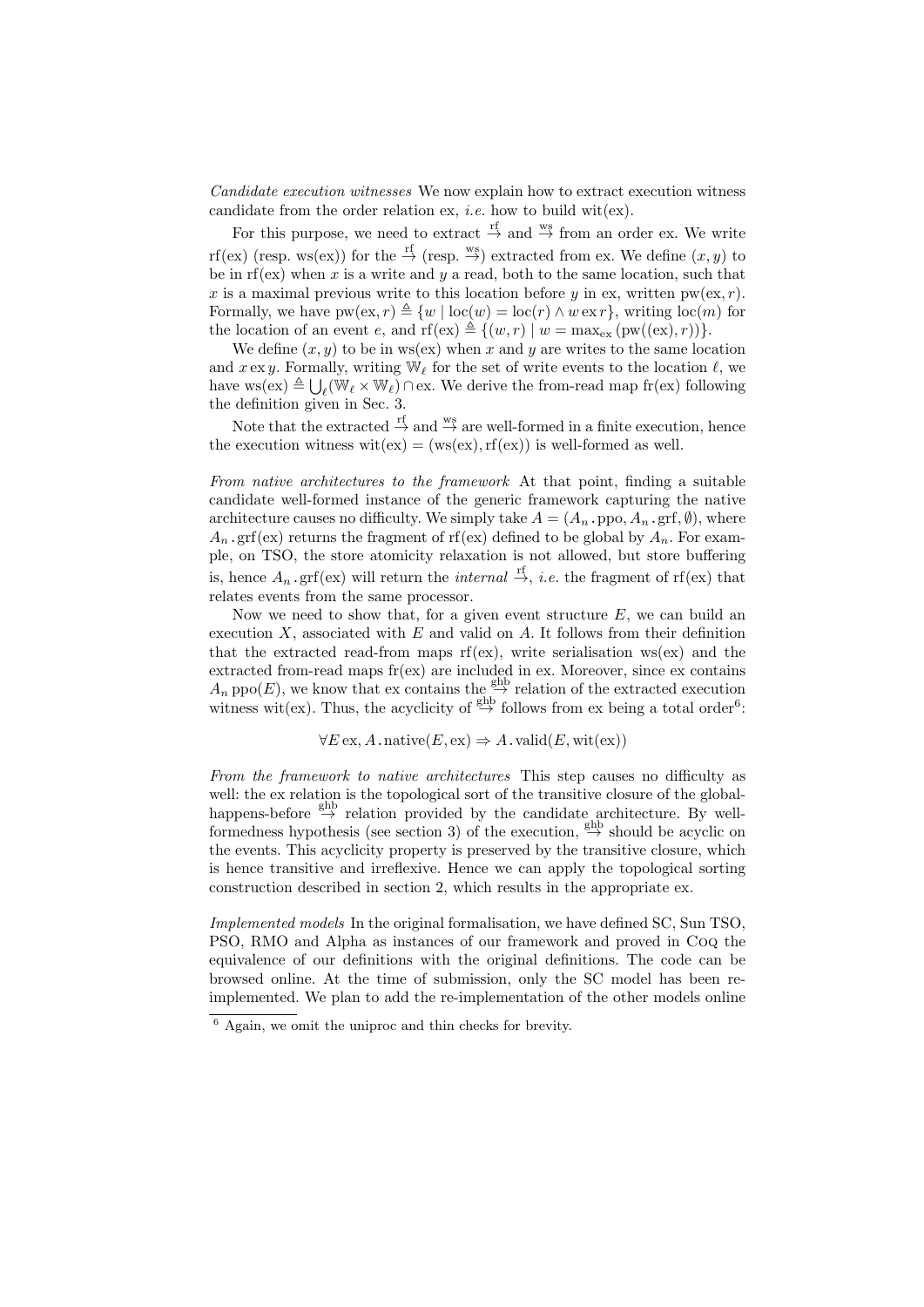*Candidate execution witnesses* We now explain how to extract execution witness candidate from the order relation ex, *i.e.* how to build wit(ex).

For this purpose, we need to extract $\xrightarrow{\text{rf}}$ and $\xrightarrow{\text{ws}}$ from an order ex. We write rf(ex) (resp. ws(ex)) for the $\xrightarrow{\text{rf}}$ (resp. $\xrightarrow{\text{ws}}$) extracted from ex. We define $(x, y)$ to be in rf(ex) when $x$ is a write and $y$ a read, both to the same location, such that $x$ is a maximal previous write to this location before $y$ in ex, written pw(ex, $r$). Formally, we have $\text{pw}(\text{ex}, r) \triangleq \{w \mid \text{loc}(w) = \text{loc}(r) \wedge w \, \text{ex} \, r\}$, writing loc($m$) for the location of an event $e$, and $\text{rf}(\text{ex}) \triangleq \{(w, r) \mid w = \max_{\text{ex}} (\text{pw}((\text{ex}), r))\}$.

We define $(x, y)$ to be in ws(ex) when $x$ and $y$ are writes to the same location and $x \, \text{ex} \, y$. Formally, writing $\mathbb{W}_\ell$ for the set of write events to the location $\ell$, we have $\text{ws}(\text{ex}) \triangleq \bigcup_\ell (\mathbb{W}_\ell \times \mathbb{W}_\ell) \cap \text{ex}$. We derive the from-read map fr(ex) following the definition given in Sec. 3.

Note that the extracted $\xrightarrow{\text{rf}}$ and $\xrightarrow{\text{ws}}$ are well-formed in a finite execution, hence the execution witness wit(ex) = (ws(ex), rf(ex)) is well-formed as well.

*From native architectures to the framework* At that point, finding a suitable candidate well-formed instance of the generic framework capturing the native architecture causes no difficulty. We simply take $A = (A_n . \text{ppo}, A_n . \text{grf}, \emptyset)$, where $A_n . \text{grf(ex)}$ returns the fragment of rf(ex) defined to be global by $A_n$. For example, on TSO, the store atomicity relaxation is not allowed, but store buffering is, hence $A_n . \text{grf(ex)}$ will return the *internal* $\xrightarrow{\text{rf}}$, *i.e.* the fragment of rf(ex) that relates events from the same processor.

Now we need to show that, for a given event structure $E$, we can build an execution $X$, associated with $E$ and valid on $A$. It follows from their definition that the extracted read-from maps rf(ex), write serialisation ws(ex) and the extracted from-read maps fr(ex) are included in ex. Moreover, since ex contains $A_n \, \text{ppo}(E)$, we know that ex contains the $\xrightarrow{\text{ghb}}$ relation of the extracted execution witness wit(ex). Thus, the acyclicity of $\xrightarrow{\text{ghb}}$ follows from ex being a total order[6]:

$$\forall E \, \text{ex}, A . \text{native}(E, \text{ex}) \Rightarrow A . \text{valid}(E, \text{wit}(\text{ex}))$$

*From the framework to native architectures* This step causes no difficulty as well: the ex relation is the topological sort of the transitive closure of the global-happens-before $\xrightarrow{\text{ghb}}$ relation provided by the candidate architecture. By well-formedness hypothesis (see section 3) of the execution, $\xrightarrow{\text{ghb}}$ should be acyclic on the events. This acyclicity property is preserved by the transitive closure, which is hence transitive and irreflexive. Hence we can apply the topological sorting construction described in section 2, which results in the appropriate ex.

*Implemented models* In the original formalisation, we have defined SC, Sun TSO, PSO, RMO and Alpha as instances of our framework and proved in Coq the equivalence of our definitions with the original definitions. The code can be browsed online. At the time of submission, only the SC model has been re-implemented. We plan to add the re-implementation of the other models online

[6] Again, we omit the uniproc and thin checks for brevity.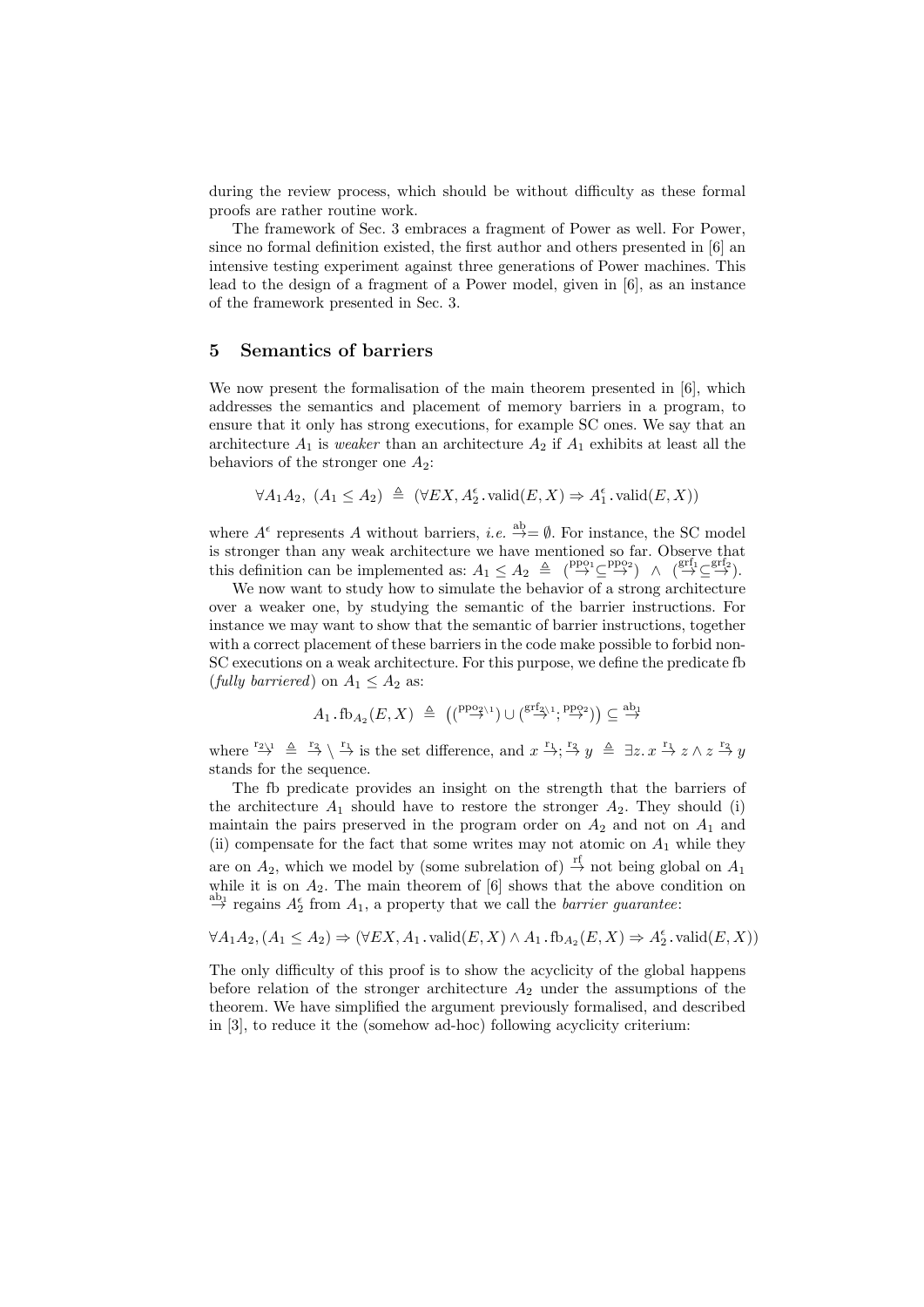during the review process, which should be without difficulty as these formal proofs are rather routine work.

The framework of Sec. 3 embraces a fragment of Power as well. For Power, since no formal definition existed, the first author and others presented in [6] an intensive testing experiment against three generations of Power machines. This lead to the design of a fragment of a Power model, given in [6], as an instance of the framework presented in Sec. 3.

## 5 Semantics of barriers

We now present the formalisation of the main theorem presented in [6], which addresses the semantics and placement of memory barriers in a program, to ensure that it only has strong executions, for example SC ones. We say that an architecture $A_1$ is *weaker* than an architecture $A_2$ if $A_1$ exhibits at least all the behaviors of the stronger one $A_2$:

$$\forall A_1 A_2,\ (A_1 \leq A_2) \ \triangleq\ (\forall EX, A_2^{\epsilon}.\mathrm{valid}(E,X) \Rightarrow A_1^{\epsilon}.\mathrm{valid}(E,X))$$

where $A^{\epsilon}$ represents $A$ without barriers, *i.e.* $\xrightarrow{\mathrm{ab}} = \emptyset$. For instance, the SC model is stronger than any weak architecture we have mentioned so far. Observe that this definition can be implemented as: $A_1 \leq A_2 \ \triangleq\ (\xrightarrow{\mathrm{ppo}_1} \subseteq \xrightarrow{\mathrm{ppo}_2}) \ \wedge\ (\xrightarrow{\mathrm{grf}_1} \subseteq \xrightarrow{\mathrm{grf}_2})$.

We now want to study how to simulate the behavior of a strong architecture over a weaker one, by studying the semantic of the barrier instructions. For instance we may want to show that the semantic of barrier instructions, together with a correct placement of these barriers in the code make possible to forbid non-SC executions on a weak architecture. For this purpose, we define the predicate fb (*fully barriered*) on $A_1 \leq A_2$ as:

$$A_1 \,.\, \mathrm{fb}_{A_2}(E,X) \ \triangleq\ \left( (\xrightarrow{\mathrm{ppo}_2 \setminus 1}) \cup (\xrightarrow{\mathrm{grf}_2 \setminus 1} ; \xrightarrow{\mathrm{ppo}_2}) \right) \subseteq \xrightarrow{\mathrm{ab}_1}$$

where $\xrightarrow{\mathrm{r}_2 \setminus 1} \ \triangleq\ \xrightarrow{\mathrm{r}_2} \setminus \xrightarrow{\mathrm{r}_1}$ is the set difference, and $x \xrightarrow{\mathrm{r}_1} ; \xrightarrow{\mathrm{r}_2} y \ \triangleq\ \exists z.\, x \xrightarrow{\mathrm{r}_1} z \wedge z \xrightarrow{\mathrm{r}_2} y$ stands for the sequence.

The fb predicate provides an insight on the strength that the barriers of the architecture $A_1$ should have to restore the stronger $A_2$. They should (i) maintain the pairs preserved in the program order on $A_2$ and not on $A_1$ and (ii) compensate for the fact that some writes may not atomic on $A_1$ while they are on $A_2$, which we model by (some subrelation of) $\xrightarrow{\mathrm{rf}}$ not being global on $A_1$ while it is on $A_2$. The main theorem of [6] shows that the above condition on $\xrightarrow{\mathrm{ab}_1}$ regains $A_2^{\epsilon}$ from $A_1$, a property that we call the *barrier guarantee*:

$$\forall A_1 A_2, (A_1 \leq A_2) \Rightarrow (\forall EX, A_1 \,.\, \mathrm{valid}(E,X) \wedge A_1 \,.\, \mathrm{fb}_{A_2}(E,X) \Rightarrow A_2^{\epsilon}.\mathrm{valid}(E,X))$$

The only difficulty of this proof is to show the acyclicity of the global happens before relation of the stronger architecture $A_2$ under the assumptions of the theorem. We have simplified the argument previously formalised, and described in [3], to reduce it the (somehow ad-hoc) following acyclicity criterium: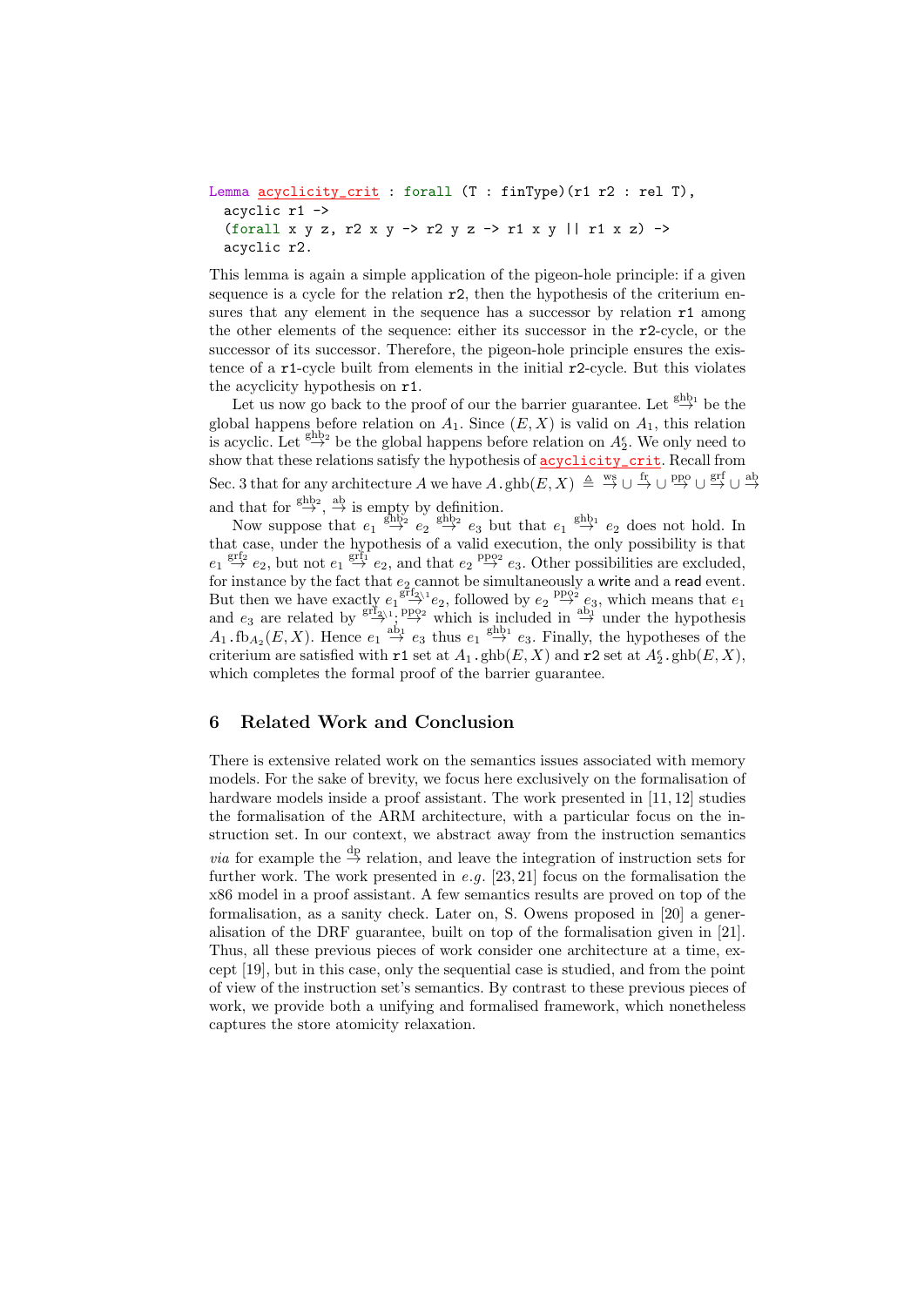```
Lemma acyclicity_crit : forall (T : finType)(r1 r2 : rel T),
  acyclic r1 ->
  (forall x y z, r2 x y -> r2 y z -> r1 x y || r1 x z) ->
  acyclic r2.
```

This lemma is again a simple application of the pigeon-hole principle: if a given sequence is a cycle for the relation `r2`, then the hypothesis of the criterium ensures that any element in the sequence has a successor by relation `r1` among the other elements of the sequence: either its successor in the `r2`-cycle, or the successor of its successor. Therefore, the pigeon-hole principle ensures the existence of a `r1`-cycle built from elements in the initial `r2`-cycle. But this violates the acyclicity hypothesis on `r1`.

Let us now go back to the proof of our the barrier guarantee. Let $\xrightarrow{\text{ghb}_1}$ be the global happens before relation on $A_1$. Since $(E, X)$ is valid on $A_1$, this relation is acyclic. Let $\xrightarrow{\text{ghb}_2}$ be the global happens before relation on $A_2^\epsilon$. We only need to show that these relations satisfy the hypothesis of acyclicity_crit. Recall from Sec. 3 that for any architecture $A$ we have $A.\text{ghb}(E, X) \triangleq \xrightarrow{\text{ws}} \cup \xrightarrow{\text{fr}} \cup \xrightarrow{\text{ppo}} \cup \xrightarrow{\text{grf}} \cup \xrightarrow{\text{ab}}$ and that for $\xrightarrow{\text{ghb}_2}$, $\xrightarrow{\text{ab}}$ is empty by definition.

Now suppose that $e_1 \xrightarrow{\text{ghb}_2} e_2 \xrightarrow{\text{ghb}_2} e_3$ but that $e_1 \xrightarrow{\text{ghb}_1} e_2$ does not hold. In that case, under the hypothesis of a valid execution, the only possibility is that $e_1 \xrightarrow{\text{grf}_2} e_2$, but not $e_1 \xrightarrow{\text{grf}_1} e_2$, and that $e_2 \xrightarrow{\text{ppo}_2} e_3$. Other possibilities are excluded, for instance by the fact that $e_2$ cannot be simultaneously a write and a read event. But then we have exactly $e_1 \xrightarrow{\text{grf}_{2\setminus 1}} e_2$, followed by $e_2 \xrightarrow{\text{ppo}_2} e_3$, which means that $e_1$ and $e_3$ are related by $\xrightarrow{\text{grf}_{2\setminus 1}};\xrightarrow{\text{ppo}_2}$ which is included in $\xrightarrow{\text{ab}_1}$ under the hypothesis $A_1.\text{fb}_{A_2}(E, X)$. Hence $e_1 \xrightarrow{\text{ab}_1} e_3$ thus $e_1 \xrightarrow{\text{ghb}_1} e_3$. Finally, the hypotheses of the criterium are satisfied with `r1` set at $A_1.\text{ghb}(E, X)$ and `r2` set at $A_2^\epsilon.\text{ghb}(E, X)$, which completes the formal proof of the barrier guarantee.

## 6 Related Work and Conclusion

There is extensive related work on the semantics issues associated with memory models. For the sake of brevity, we focus here exclusively on the formalisation of hardware models inside a proof assistant. The work presented in [11, 12] studies the formalisation of the ARM architecture, with a particular focus on the instruction set. In our context, we abstract away from the instruction semantics *via* for example the $\xrightarrow{\text{dp}}$ relation, and leave the integration of instruction sets for further work. The work presented in *e.g.* [23, 21] focus on the formalisation the x86 model in a proof assistant. A few semantics results are proved on top of the formalisation, as a sanity check. Later on, S. Owens proposed in [20] a generalisation of the DRF guarantee, built on top of the formalisation given in [21]. Thus, all these previous pieces of work consider one architecture at a time, except [19], but in this case, only the sequential case is studied, and from the point of view of the instruction set's semantics. By contrast to these previous pieces of work, we provide both a unifying and formalised framework, which nonetheless captures the store atomicity relaxation.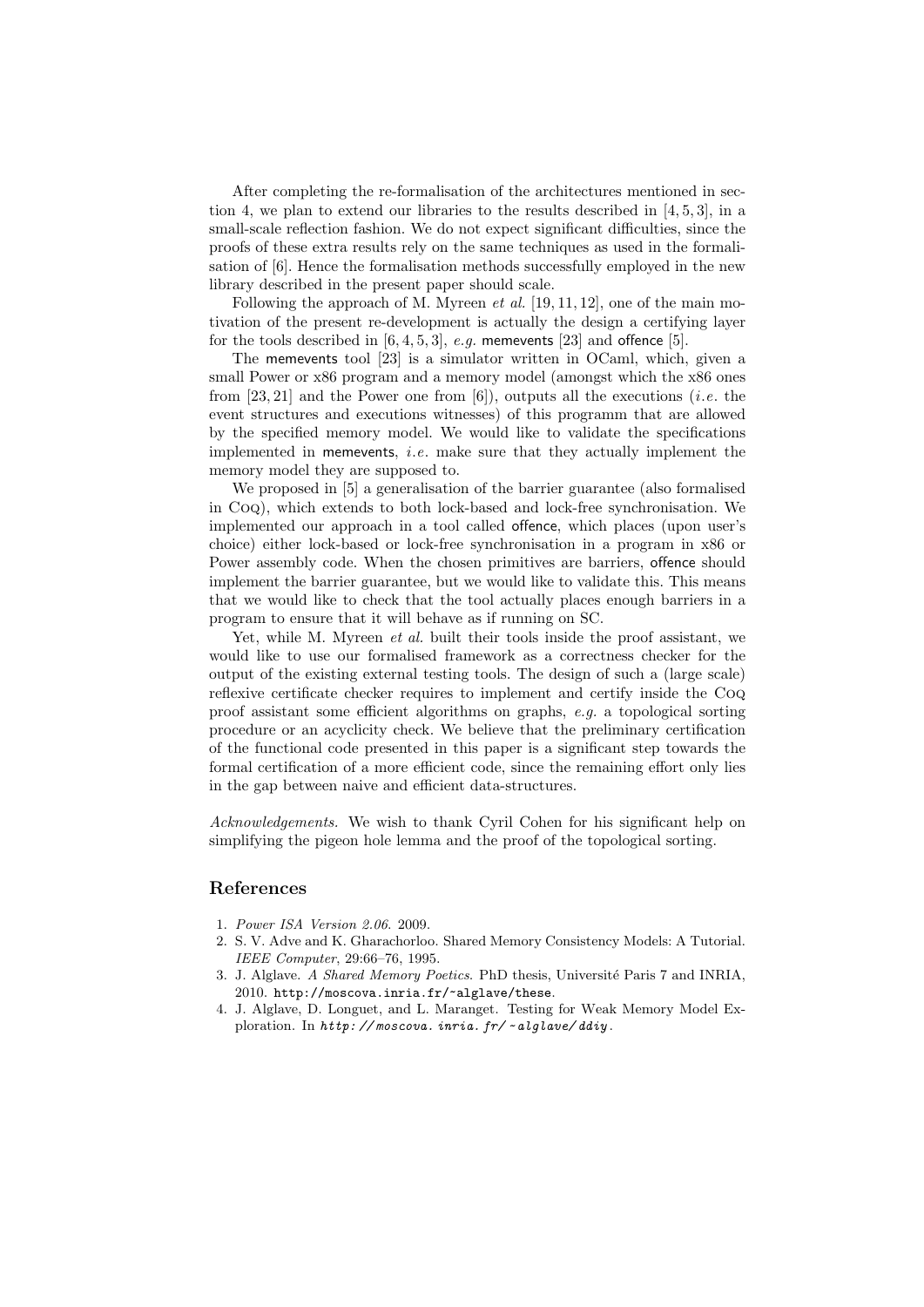After completing the re-formalisation of the architectures mentioned in section 4, we plan to extend our libraries to the results described in [4, 5, 3], in a small-scale reflection fashion. We do not expect significant difficulties, since the proofs of these extra results rely on the same techniques as used in the formalisation of [6]. Hence the formalisation methods successfully employed in the new library described in the present paper should scale.

Following the approach of M. Myreen *et al.* [19, 11, 12], one of the main motivation of the present re-development is actually the design a certifying layer for the tools described in [6, 4, 5, 3], *e.g.* memevents [23] and offence [5].

The memevents tool [23] is a simulator written in OCaml, which, given a small Power or x86 program and a memory model (amongst which the x86 ones from [23, 21] and the Power one from [6]), outputs all the executions (*i.e.* the event structures and executions witnesses) of this programm that are allowed by the specified memory model. We would like to validate the specifications implemented in memevents, *i.e.* make sure that they actually implement the memory model they are supposed to.

We proposed in [5] a generalisation of the barrier guarantee (also formalised in Coq), which extends to both lock-based and lock-free synchronisation. We implemented our approach in a tool called offence, which places (upon user's choice) either lock-based or lock-free synchronisation in a program in x86 or Power assembly code. When the chosen primitives are barriers, offence should implement the barrier guarantee, but we would like to validate this. This means that we would like to check that the tool actually places enough barriers in a program to ensure that it will behave as if running on SC.

Yet, while M. Myreen *et al.* built their tools inside the proof assistant, we would like to use our formalised framework as a correctness checker for the output of the existing external testing tools. The design of such a (large scale) reflexive certificate checker requires to implement and certify inside the Coq proof assistant some efficient algorithms on graphs, *e.g.* a topological sorting procedure or an acyclicity check. We believe that the preliminary certification of the functional code presented in this paper is a significant step towards the formal certification of a more efficient code, since the remaining effort only lies in the gap between naive and efficient data-structures.

*Acknowledgements.* We wish to thank Cyril Cohen for his significant help on simplifying the pigeon hole lemma and the proof of the topological sorting.

## References

1. *Power ISA Version 2.06.* 2009.
2. S. V. Adve and K. Gharachorloo. Shared Memory Consistency Models: A Tutorial. *IEEE Computer*, 29:66–76, 1995.
3. J. Alglave. *A Shared Memory Poetics.* PhD thesis, Université Paris 7 and INRIA, 2010. http://moscova.inria.fr/~alglave/these.
4. J. Alglave, D. Longuet, and L. Maranget. Testing for Weak Memory Model Exploration. In *http://moscova.inria.fr/~alglave/ddiy*.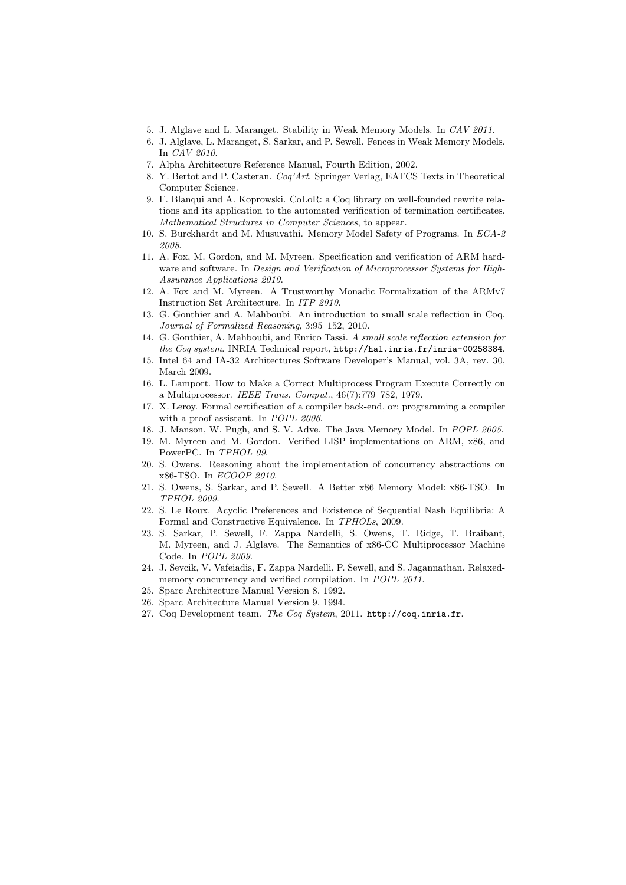5. J. Alglave and L. Maranget. Stability in Weak Memory Models. In *CAV 2011*.
6. J. Alglave, L. Maranget, S. Sarkar, and P. Sewell. Fences in Weak Memory Models. In *CAV 2010*.
7. Alpha Architecture Reference Manual, Fourth Edition, 2002.
8. Y. Bertot and P. Casteran. *Coq'Art*. Springer Verlag, EATCS Texts in Theoretical Computer Science.
9. F. Blanqui and A. Koprowski. CoLoR: a Coq library on well-founded rewrite relations and its application to the automated verification of termination certificates. *Mathematical Structures in Computer Sciences*, to appear.
10. S. Burckhardt and M. Musuvathi. Memory Model Safety of Programs. In *ECA-2 2008*.
11. A. Fox, M. Gordon, and M. Myreen. Specification and verification of ARM hardware and software. In *Design and Verification of Microprocessor Systems for High-Assurance Applications 2010*.
12. A. Fox and M. Myreen. A Trustworthy Monadic Formalization of the ARMv7 Instruction Set Architecture. In *ITP 2010*.
13. G. Gonthier and A. Mahboubi. An introduction to small scale reflection in Coq. *Journal of Formalized Reasoning*, 3:95–152, 2010.
14. G. Gonthier, A. Mahboubi, and Enrico Tassi. *A small scale reflection extension for the Coq system*. INRIA Technical report, `http://hal.inria.fr/inria-00258384`.
15. Intel 64 and IA-32 Architectures Software Developer's Manual, vol. 3A, rev. 30, March 2009.
16. L. Lamport. How to Make a Correct Multiprocess Program Execute Correctly on a Multiprocessor. *IEEE Trans. Comput.*, 46(7):779–782, 1979.
17. X. Leroy. Formal certification of a compiler back-end, or: programming a compiler with a proof assistant. In *POPL 2006*.
18. J. Manson, W. Pugh, and S. V. Adve. The Java Memory Model. In *POPL 2005*.
19. M. Myreen and M. Gordon. Verified LISP implementations on ARM, x86, and PowerPC. In *TPHOL 09*.
20. S. Owens. Reasoning about the implementation of concurrency abstractions on x86-TSO. In *ECOOP 2010*.
21. S. Owens, S. Sarkar, and P. Sewell. A Better x86 Memory Model: x86-TSO. In *TPHOL 2009*.
22. S. Le Roux. Acyclic Preferences and Existence of Sequential Nash Equilibria: A Formal and Constructive Equivalence. In *TPHOLs*, 2009.
23. S. Sarkar, P. Sewell, F. Zappa Nardelli, S. Owens, T. Ridge, T. Braibant, M. Myreen, and J. Alglave. The Semantics of x86-CC Multiprocessor Machine Code. In *POPL 2009*.
24. J. Sevcik, V. Vafeiadis, F. Zappa Nardelli, P. Sewell, and S. Jagannathan. Relaxed-memory concurrency and verified compilation. In *POPL 2011*.
25. Sparc Architecture Manual Version 8, 1992.
26. Sparc Architecture Manual Version 9, 1994.
27. Coq Development team. *The Coq System*, 2011. `http://coq.inria.fr`.